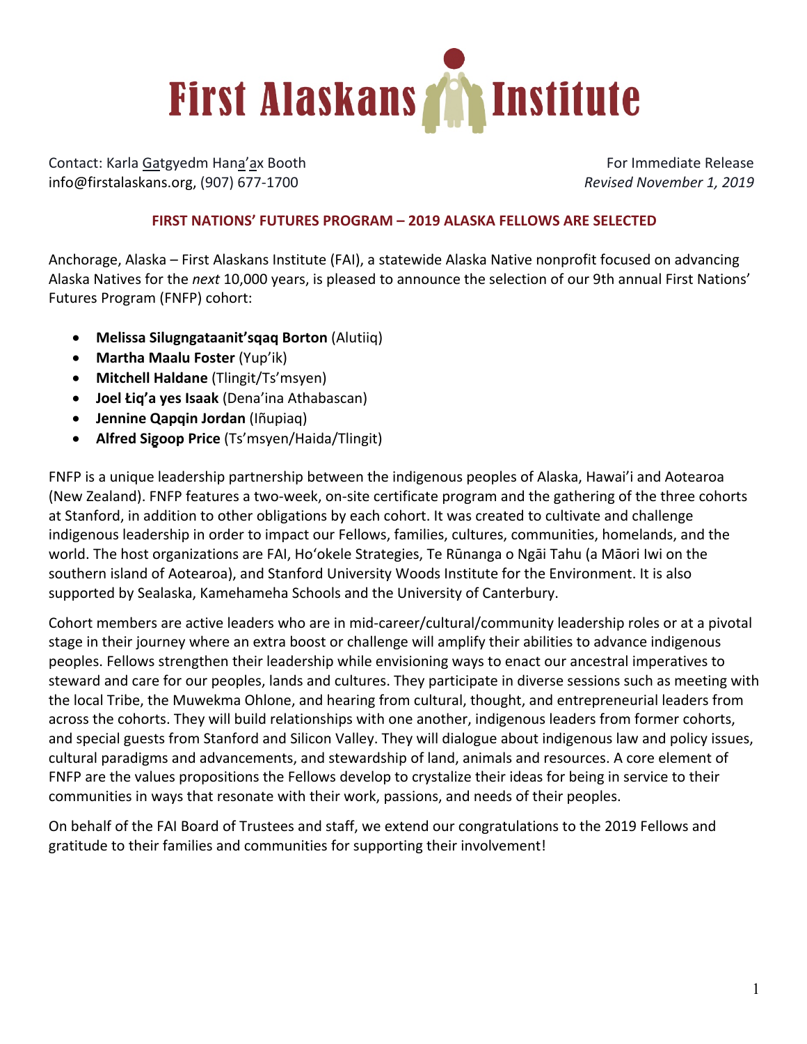# First Alaskans Institute

Contact: Karla Gatgyedm Hana'ax Booth
info@firstalaskans.org, (907) 677-1700

For Immediate Release
*Revised November 1, 2019*

## FIRST NATIONS' FUTURES PROGRAM – 2019 ALASKA FELLOWS ARE SELECTED

Anchorage, Alaska – First Alaskans Institute (FAI), a statewide Alaska Native nonprofit focused on advancing Alaska Natives for the *next* 10,000 years, is pleased to announce the selection of our 9th annual First Nations' Futures Program (FNFP) cohort:

- **Melissa Silungngataanit'sqaq Borton** (Alutiiq)
- **Martha Maalu Foster** (Yup'ik)
- **Mitchell Haldane** (Tlingit/Ts'msyen)
- **Joel Łiq'a yes Isaak** (Dena'ina Athabascan)
- **Jennine Qapqin Jordan** (Iñupiaq)
- **Alfred Sigoop Price** (Ts'msyen/Haida/Tlingit)

FNFP is a unique leadership partnership between the indigenous peoples of Alaska, Hawai'i and Aotearoa (New Zealand). FNFP features a two-week, on-site certificate program and the gathering of the three cohorts at Stanford, in addition to other obligations by each cohort. It was created to cultivate and challenge indigenous leadership in order to impact our Fellows, families, cultures, communities, homelands, and the world. The host organizations are FAI, Hoʻokele Strategies, Te Rūnanga o Ngāi Tahu (a Māori Iwi on the southern island of Aotearoa), and Stanford University Woods Institute for the Environment. It is also supported by Sealaska, Kamehameha Schools and the University of Canterbury.

Cohort members are active leaders who are in mid-career/cultural/community leadership roles or at a pivotal stage in their journey where an extra boost or challenge will amplify their abilities to advance indigenous peoples. Fellows strengthen their leadership while envisioning ways to enact our ancestral imperatives to steward and care for our peoples, lands and cultures. They participate in diverse sessions such as meeting with the local Tribe, the Muwekma Ohlone, and hearing from cultural, thought, and entrepreneurial leaders from across the cohorts. They will build relationships with one another, indigenous leaders from former cohorts, and special guests from Stanford and Silicon Valley. They will dialogue about indigenous law and policy issues, cultural paradigms and advancements, and stewardship of land, animals and resources. A core element of FNFP are the values propositions the Fellows develop to crystalize their ideas for being in service to their communities in ways that resonate with their work, passions, and needs of their peoples.

On behalf of the FAI Board of Trustees and staff, we extend our congratulations to the 2019 Fellows and gratitude to their families and communities for supporting their involvement!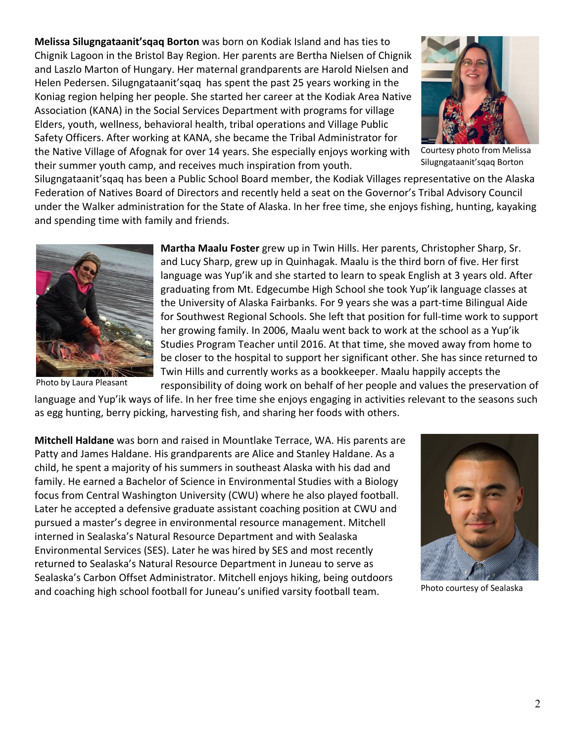**Melissa Silugngataanit'sqaq Borton** was born on Kodiak Island and has ties to Chignik Lagoon in the Bristol Bay Region. Her parents are Bertha Nielsen of Chignik and Laszlo Marton of Hungary. Her maternal grandparents are Harold Nielsen and Helen Pedersen. Silugngataanit'sqaq has spent the past 25 years working in the Koniag region helping her people. She started her career at the Kodiak Area Native Association (KANA) in the Social Services Department with programs for village Elders, youth, wellness, behavioral health, tribal operations and Village Public Safety Officers. After working at KANA, she became the Tribal Administrator for the Native Village of Afognak for over 14 years. She especially enjoys working with their summer youth camp, and receives much inspiration from youth. Silugngataanit'sqaq has been a Public School Board member, the Kodiak Villages representative on the Alaska Federation of Natives Board of Directors and recently held a seat on the Governor's Tribal Advisory Council under the Walker administration for the State of Alaska. In her free time, she enjoys fishing, hunting, kayaking and spending time with family and friends.

Courtesy photo from Melissa Silugngataanit'sqaq Borton

**Martha Maalu Foster** grew up in Twin Hills. Her parents, Christopher Sharp, Sr. and Lucy Sharp, grew up in Quinhagak. Maalu is the third born of five. Her first language was Yup'ik and she started to learn to speak English at 3 years old. After graduating from Mt. Edgecumbe High School she took Yup'ik language classes at the University of Alaska Fairbanks. For 9 years she was a part-time Bilingual Aide for Southwest Regional Schools. She left that position for full-time work to support her growing family. In 2006, Maalu went back to work at the school as a Yup'ik Studies Program Teacher until 2016. At that time, she moved away from home to be closer to the hospital to support her significant other. She has since returned to Twin Hills and currently works as a bookkeeper. Maalu happily accepts the responsibility of doing work on behalf of her people and values the preservation of language and Yup'ik ways of life. In her free time she enjoys engaging in activities relevant to the seasons such as egg hunting, berry picking, harvesting fish, and sharing her foods with others.

Photo by Laura Pleasant

**Mitchell Haldane** was born and raised in Mountlake Terrace, WA. His parents are Patty and James Haldane. His grandparents are Alice and Stanley Haldane. As a child, he spent a majority of his summers in southeast Alaska with his dad and family. He earned a Bachelor of Science in Environmental Studies with a Biology focus from Central Washington University (CWU) where he also played football. Later he accepted a defensive graduate assistant coaching position at CWU and pursued a master's degree in environmental resource management. Mitchell interned in Sealaska's Natural Resource Department and with Sealaska Environmental Services (SES). Later he was hired by SES and most recently returned to Sealaska's Natural Resource Department in Juneau to serve as Sealaska's Carbon Offset Administrator. Mitchell enjoys hiking, being outdoors and coaching high school football for Juneau's unified varsity football team.

Photo courtesy of Sealaska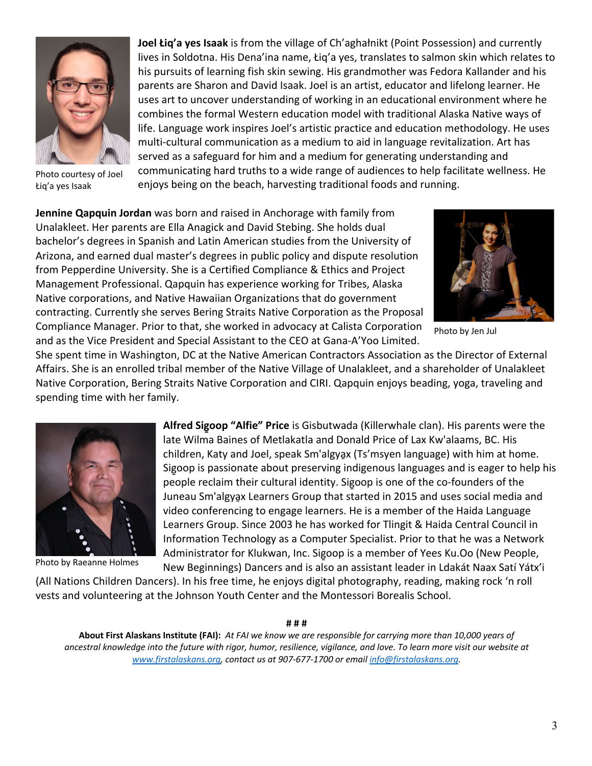Photo courtesy of Joel Łiq'a yes Isaak

**Joel Łiq'a yes Isaak** is from the village of Ch'aghałnikt (Point Possession) and currently lives in Soldotna. His Dena'ina name, Łiq'a yes, translates to salmon skin which relates to his pursuits of learning fish skin sewing. His grandmother was Fedora Kallander and his parents are Sharon and David Isaak. Joel is an artist, educator and lifelong learner. He uses art to uncover understanding of working in an educational environment where he combines the formal Western education model with traditional Alaska Native ways of life. Language work inspires Joel's artistic practice and education methodology. He uses multi-cultural communication as a medium to aid in language revitalization. Art has served as a safeguard for him and a medium for generating understanding and communicating hard truths to a wide range of audiences to help facilitate wellness. He enjoys being on the beach, harvesting traditional foods and running.

**Jennine Qapquin Jordan** was born and raised in Anchorage with family from Unalakleet. Her parents are Ella Anagick and David Stebing. She holds dual bachelor's degrees in Spanish and Latin American studies from the University of Arizona, and earned dual master's degrees in public policy and dispute resolution from Pepperdine University. She is a Certified Compliance & Ethics and Project Management Professional. Qapquin has experience working for Tribes, Alaska Native corporations, and Native Hawaiian Organizations that do government contracting. Currently she serves Bering Straits Native Corporation as the Proposal Compliance Manager. Prior to that, she worked in advocacy at Calista Corporation and as the Vice President and Special Assistant to the CEO at Gana-A'Yoo Limited. She spent time in Washington, DC at the Native American Contractors Association as the Director of External Affairs. She is an enrolled tribal member of the Native Village of Unalakleet, and a shareholder of Unalakleet Native Corporation, Bering Straits Native Corporation and CIRI. Qapquin enjoys beading, yoga, traveling and spending time with her family.

Photo by Jen Jul

Photo by Raeanne Holmes

**Alfred Sig̱oop "Alfie" Price** is Gisbutwada (Killerwhale clan). His parents were the late Wilma Baines of Metlakatla and Donald Price of Lax Kw'alaams, BC. His children, Katy and Joel, speak Sm'algya̱x (Ts'msyen language) with him at home. Sig̱oop is passionate about preserving indigenous languages and is eager to help his people reclaim their cultural identity. Sig̱oop is one of the co-founders of the Juneau Sm'algya̱x Learners Group that started in 2015 and uses social media and video conferencing to engage learners. He is a member of the Haida Language Learners Group. Since 2003 he has worked for Tlingit & Haida Central Council in Information Technology as a Computer Specialist. Prior to that he was a Network Administrator for Klukwan, Inc. Sig̱oop is a member of Yees Ku.Oo (New People, New Beginnings) Dancers and is also an assistant leader in Ldakát Naax Satí Yátx'i (All Nations Children Dancers). In his free time, he enjoys digital photography, reading, making rock 'n roll vests and volunteering at the Johnson Youth Center and the Montessori Borealis School.

# # #

**About First Alaskans Institute (FAI):** *At FAI we know we are responsible for carrying more than 10,000 years of ancestral knowledge into the future with rigor, humor, resilience, vigilance, and love. To learn more visit our website at www.firstalaskans.org, contact us at 907-677-1700 or email info@firstalaskans.org.*